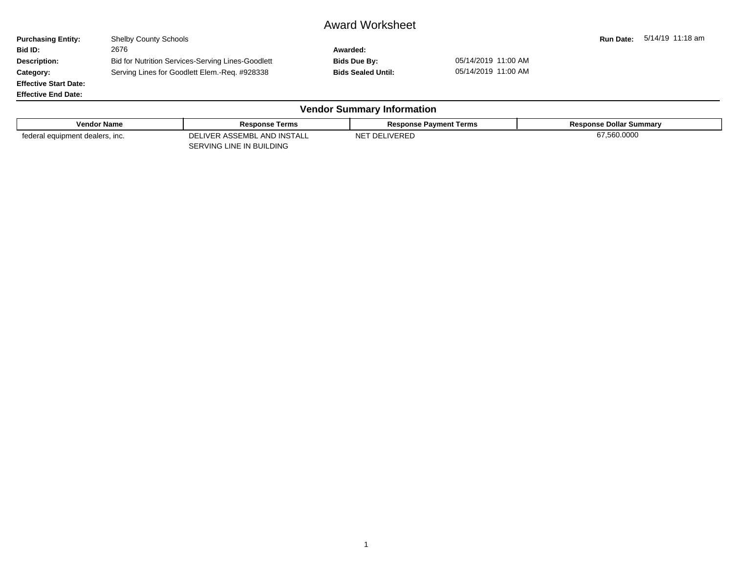# Award Worksheet

**Purchasing Entity:** Shelby County Schools
**Run Date:** 5/14/19 11:18 am

**Bid ID:** 2676
**Awarded:**

**Description:** Bid for Nutrition Services-Serving Lines-Goodlett
**Bids Due By:** 05/14/2019 11:00 AM

**Category:** Serving Lines for Goodlett Elem.-Req. #928338
**Bids Sealed Until:** 05/14/2019 11:00 AM

**Effective Start Date:**

**Effective End Date:**

## Vendor Summary Information

| Vendor Name | Response Terms | Response Payment Terms | Response Dollar Summary |
|---|---|---|---|
| federal equipment dealers, inc. | DELIVER ASSEMBL AND INSTALL SERVING LINE IN BUILDING | NET DELIVERED | 67,560.0000 |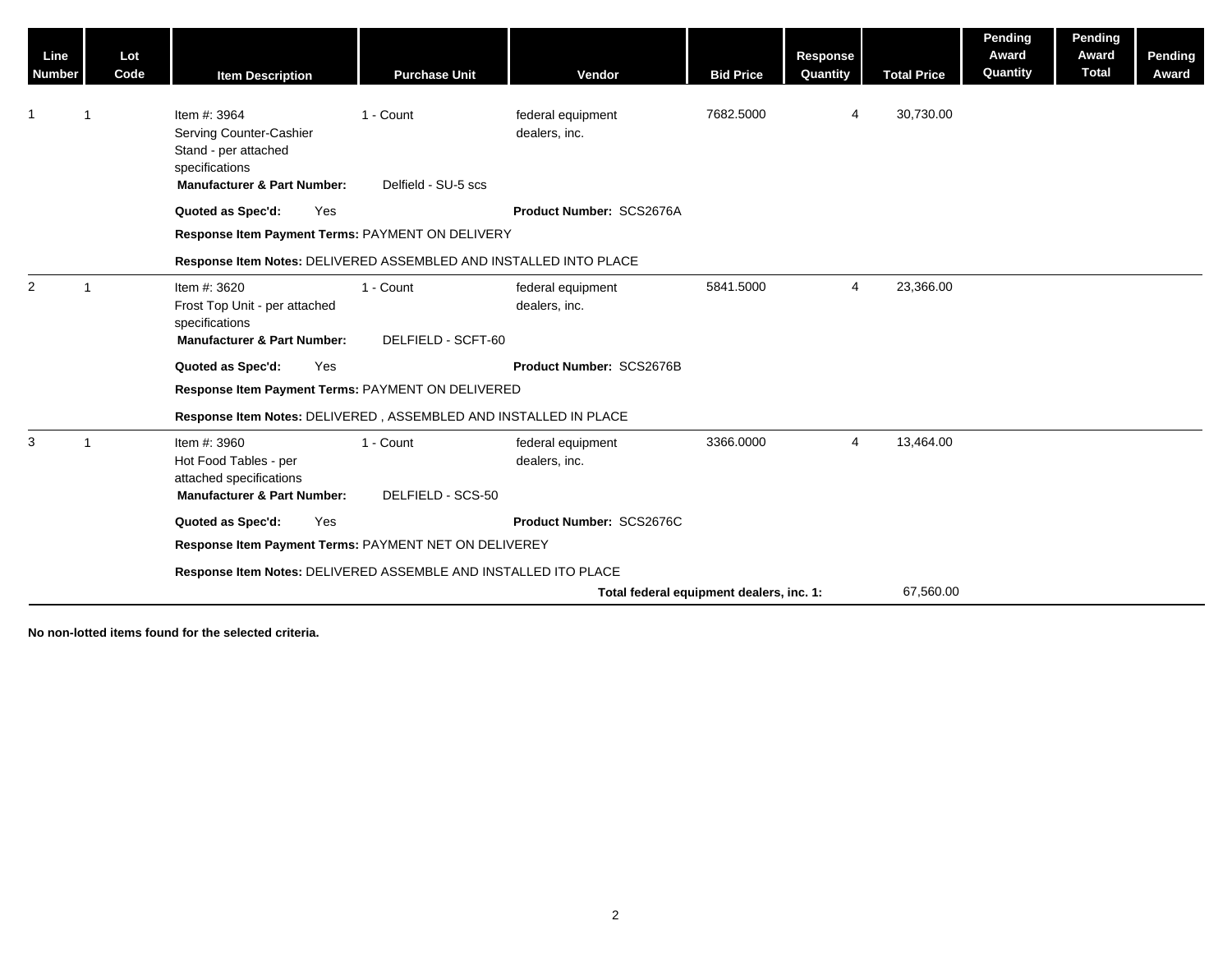| Line Number | Lot Code | Item Description | Purchase Unit | Vendor | Bid Price | Response Quantity | Total Price | Pending Award Quantity | Pending Award Total | Pending Award |
|---|---|---|---|---|---|---|---|---|---|---|
| 1 | 1 | Item #: 3964<br>Serving Counter-Cashier Stand - per attached specifications<br>**Manufacturer & Part Number:** Delfield - SU-5 scs<br>**Quoted as Spec'd:** Yes<br>**Product Number:** SCS2676A<br>**Response Item Payment Terms:** PAYMENT ON DELIVERY<br>**Response Item Notes:** DELIVERED ASSEMBLED AND INSTALLED INTO PLACE | 1 - Count | federal equipment dealers, inc. | 7682.5000 | 4 | 30,730.00 | | | |
| 2 | 1 | Item #: 3620<br>Frost Top Unit - per attached specifications<br>**Manufacturer & Part Number:** DELFIELD - SCFT-60<br>**Quoted as Spec'd:** Yes<br>**Product Number:** SCS2676B<br>**Response Item Payment Terms:** PAYMENT ON DELIVERED<br>**Response Item Notes:** DELIVERED , ASSEMBLED AND INSTALLED IN PLACE | 1 - Count | federal equipment dealers, inc. | 5841.5000 | 4 | 23,366.00 | | | |
| 3 | 1 | Item #: 3960<br>Hot Food Tables - per attached specifications<br>**Manufacturer & Part Number:** DELFIELD - SCS-50<br>**Quoted as Spec'd:** Yes<br>**Product Number:** SCS2676C<br>**Response Item Payment Terms:** PAYMENT NET ON DELIVEREY<br>**Response Item Notes:** DELIVERED ASSEMBLE AND INSTALLED ITO PLACE | 1 - Count | federal equipment dealers, inc. | 3366.0000 | 4 | 13,464.00 | | | |
| | | | | **Total federal equipment dealers, inc. 1:** | | | 67,560.00 | | | |

**No non-lotted items found for the selected criteria.**